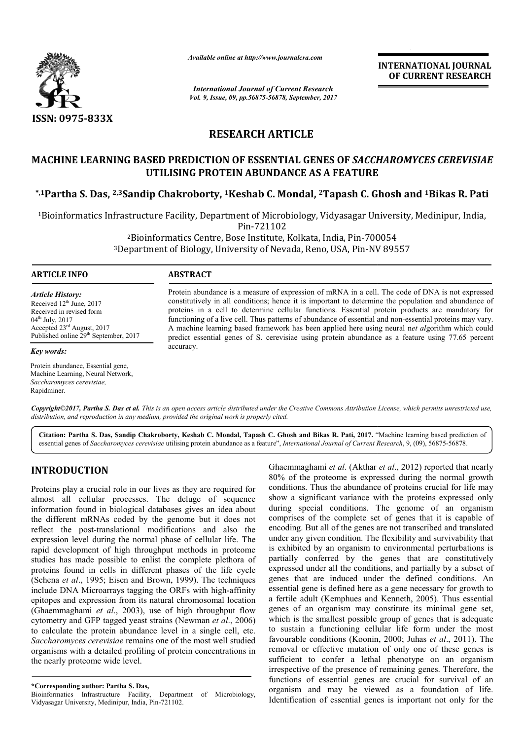*Available online at http://www.journalcra.com*

*International Journal of Current Research*
*Vol. 9, Issue, 09, pp.56875-56878, September, 2017*

**INTERNATIONAL JOURNAL OF CURRENT RESEARCH**

**ISSN: 0975-833X**

## RESEARCH ARTICLE

# MACHINE LEARNING BASED PREDICTION OF ESSENTIAL GENES OF *SACCHAROMYCES CEREVISIAE* UTILISING PROTEIN ABUNDANCE AS A FEATURE

**[*,1]Partha S. Das, [2,3]Sandip Chakroborty, [1]Keshab C. Mondal, [2]Tapash C. Ghosh and [1]Bikas R. Pati**

[1]Bioinformatics Infrastructure Facility, Department of Microbiology, Vidyasagar University, Medinipur, India, Pin-721102

[2]Bioinformatics Centre, Bose Institute, Kolkata, India, Pin-700054

[3]Department of Biology, University of Nevada, Reno, USA, Pin-NV 89557

### ARTICLE INFO

*Article History:*
Received 12[th] June, 2017
Received in revised form
04[th] July, 2017
Accepted 23[rd] August, 2017
Published online 29[th] September, 2017

*Key words:*

Protein abundance, Essential gene, Machine Learning, Neural Network, *Saccharomyces cerevisiae,* Rapidminer.

### ABSTRACT

Protein abundance is a measure of expression of mRNA in a cell. The code of DNA is not expressed constitutively in all conditions; hence it is important to determine the population and abundance of proteins in a cell to determine cellular functions. Essential protein products are mandatory for functioning of a live cell. Thus patterns of abundance of essential and non-essential proteins may vary. A machine learning based framework has been applied here using neural n*et al*gorithm which could predict essential genes of S. cerevisiae using protein abundance as a feature using 77.65 percent accuracy.

*Copyright©2017, Partha S. Das et al. This is an open access article distributed under the Creative Commons Attribution License, which permits unrestricted use, distribution, and reproduction in any medium, provided the original work is properly cited.*

**Citation: Partha S. Das, Sandip Chakroborty, Keshab C. Mondal, Tapash C. Ghosh and Bikas R. Pati, 2017.** "Machine learning based prediction of essential genes of *Saccharomyces cerevisiae* utilising protein abundance as a feature", *International Journal of Current Research*, 9, (09), 56875-56878.

## INTRODUCTION

Proteins play a crucial role in our lives as they are required for almost all cellular processes. The deluge of sequence information found in biological databases gives an idea about the different mRNAs coded by the genome but it does not reflect the post-translational modifications and also the expression level during the normal phase of cellular life. The rapid development of high throughput methods in proteome studies has made possible to enlist the complete plethora of proteins found in cells in different phases of the life cycle (Schena *et al*., 1995; Eisen and Brown, 1999). The techniques include DNA Microarrays tagging the ORFs with high-affinity epitopes and expression from its natural chromosomal location (Ghaemmaghami *et al*., 2003), use of high throughput flow cytometry and GFP tagged yeast strains (Newman *et al*., 2006) to calculate the protein abundance level in a single cell, etc. *Saccharomyces cerevisiae* remains one of the most well studied organisms with a detailed profiling of protein concentrations in the nearly proteome wide level.

Ghaemmaghami *et al*. (Akthar *et al*., 2012) reported that nearly 80% of the proteome is expressed during the normal growth conditions. Thus the abundance of proteins crucial for life may show a significant variance with the proteins expressed only during special conditions. The genome of an organism comprises of the complete set of genes that it is capable of encoding. But all of the genes are not transcribed and translated under any given condition. The flexibility and survivability that is exhibited by an organism to environmental perturbations is partially conferred by the genes that are constitutively expressed under all the conditions, and partially by a subset of genes that are induced under the defined conditions. An essential gene is defined here as a gene necessary for growth to a fertile adult (Kemphues and Kenneth, 2005). Thus essential genes of an organism may constitute its minimal gene set, which is the smallest possible group of genes that is adequate to sustain a functioning cellular life form under the most favourable conditions (Koonin, 2000; Juhas *et al*., 2011). The removal or effective mutation of only one of these genes is sufficient to confer a lethal phenotype on an organism irrespective of the presence of remaining genes. Therefore, the functions of essential genes are crucial for survival of an organism and may be viewed as a foundation of life. Identification of essential genes is important not only for the

**\*Corresponding author: Partha S. Das,**
Bioinformatics Infrastructure Facility, Department of Microbiology, Vidyasagar University, Medinipur, India, Pin-721102.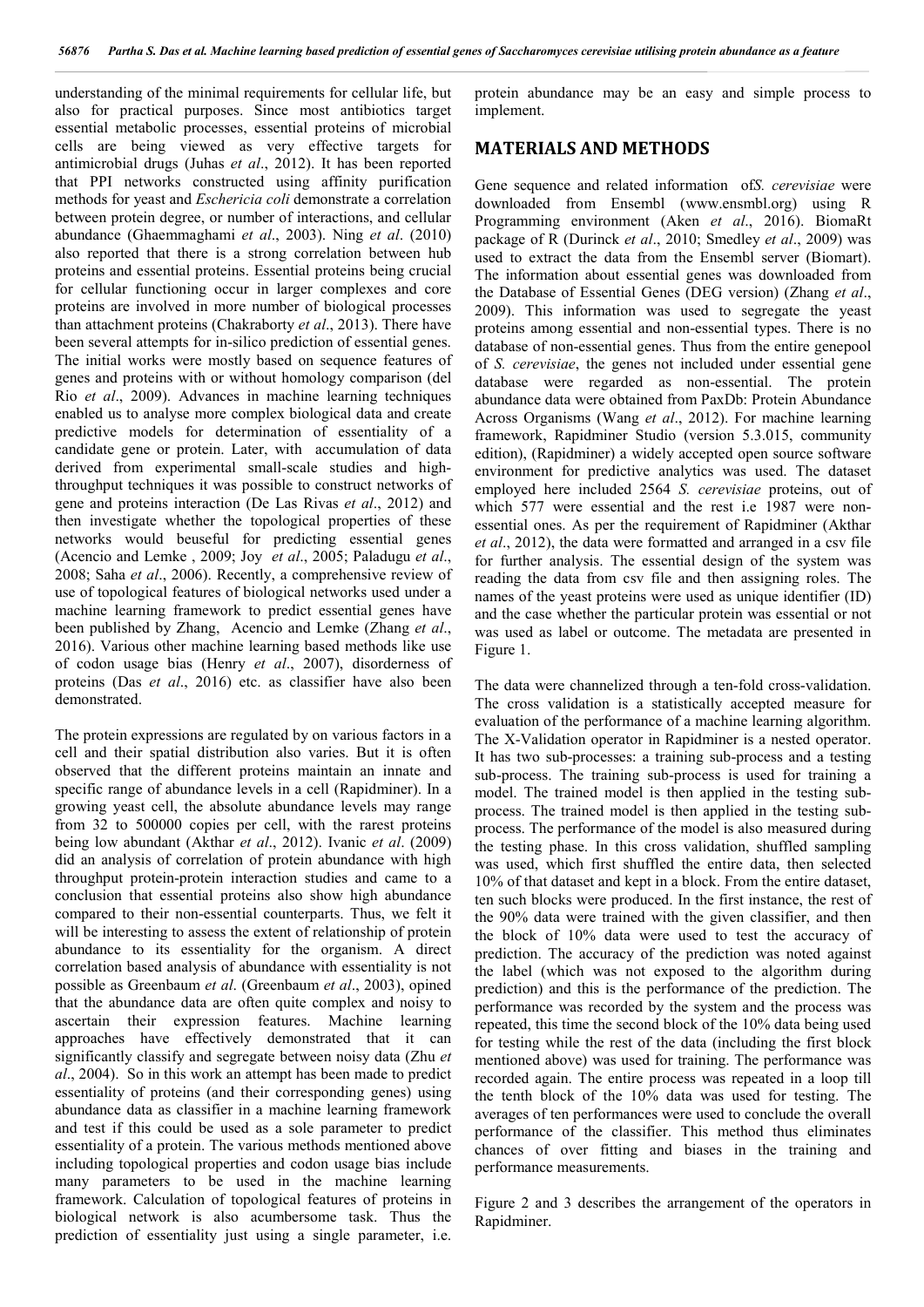understanding of the minimal requirements for cellular life, but also for practical purposes. Since most antibiotics target essential metabolic processes, essential proteins of microbial cells are being viewed as very effective targets for antimicrobial drugs (Juhas *et al*., 2012). It has been reported that PPI networks constructed using affinity purification methods for yeast and *Eschericia coli* demonstrate a correlation between protein degree, or number of interactions, and cellular abundance (Ghaemmaghami *et al*., 2003). Ning *et al*. (2010) also reported that there is a strong correlation between hub proteins and essential proteins. Essential proteins being crucial for cellular functioning occur in larger complexes and core proteins are involved in more number of biological processes than attachment proteins (Chakraborty *et al*., 2013). There have been several attempts for in-silico prediction of essential genes. The initial works were mostly based on sequence features of genes and proteins with or without homology comparison (del Rio *et al*., 2009). Advances in machine learning techniques enabled us to analyse more complex biological data and create predictive models for determination of essentiality of a candidate gene or protein. Later, with accumulation of data derived from experimental small-scale studies and high-throughput techniques it was possible to construct networks of gene and proteins interaction (De Las Rivas *et al*., 2012) and then investigate whether the topological properties of these networks would beuseful for predicting essential genes (Acencio and Lemke , 2009; Joy *et al*., 2005; Paladugu *et al*., 2008; Saha *et al*., 2006). Recently, a comprehensive review of use of topological features of biological networks used under a machine learning framework to predict essential genes have been published by Zhang, Acencio and Lemke (Zhang *et al*., 2016). Various other machine learning based methods like use of codon usage bias (Henry *et al*., 2007), disorderness of proteins (Das *et al*., 2016) etc. as classifier have also been demonstrated.

The protein expressions are regulated by on various factors in a cell and their spatial distribution also varies. But it is often observed that the different proteins maintain an innate and specific range of abundance levels in a cell (Rapidminer). In a growing yeast cell, the absolute abundance levels may range from 32 to 500000 copies per cell, with the rarest proteins being low abundant (Akthar *et al*., 2012). Ivanic *et al*. (2009) did an analysis of correlation of protein abundance with high throughput protein-protein interaction studies and came to a conclusion that essential proteins also show high abundance compared to their non-essential counterparts. Thus, we felt it will be interesting to assess the extent of relationship of protein abundance to its essentiality for the organism. A direct correlation based analysis of abundance with essentiality is not possible as Greenbaum *et al*. (Greenbaum *et al*., 2003), opined that the abundance data are often quite complex and noisy to ascertain their expression features. Machine learning approaches have effectively demonstrated that it can significantly classify and segregate between noisy data (Zhu *et al*., 2004). So in this work an attempt has been made to predict essentiality of proteins (and their corresponding genes) using abundance data as classifier in a machine learning framework and test if this could be used as a sole parameter to predict essentiality of a protein. The various methods mentioned above including topological properties and codon usage bias include many parameters to be used in the machine learning framework. Calculation of topological features of proteins in biological network is also acumbersome task. Thus the prediction of essentiality just using a single parameter, i.e. protein abundance may be an easy and simple process to implement.

## MATERIALS AND METHODS

Gene sequence and related information of*S. cerevisiae* were downloaded from Ensembl (www.ensmbl.org) using R Programming environment (Aken *et al*., 2016). BiomaRt package of R (Durinck *et al*., 2010; Smedley *et al*., 2009) was used to extract the data from the Ensembl server (Biomart). The information about essential genes was downloaded from the Database of Essential Genes (DEG version) (Zhang *et al*., 2009). This information was used to segregate the yeast proteins among essential and non-essential types. There is no database of non-essential genes. Thus from the entire genepool of *S. cerevisiae*, the genes not included under essential gene database were regarded as non-essential. The protein abundance data were obtained from PaxDb: Protein Abundance Across Organisms (Wang *et al*., 2012). For machine learning framework, Rapidminer Studio (version 5.3.015, community edition), (Rapidminer) a widely accepted open source software environment for predictive analytics was used. The dataset employed here included 2564 *S. cerevisiae* proteins, out of which 577 were essential and the rest i.e 1987 were non-essential ones. As per the requirement of Rapidminer (Akthar *et al*., 2012), the data were formatted and arranged in a csv file for further analysis. The essential design of the system was reading the data from csv file and then assigning roles. The names of the yeast proteins were used as unique identifier (ID) and the case whether the particular protein was essential or not was used as label or outcome. The metadata are presented in Figure 1.

The data were channelized through a ten-fold cross-validation. The cross validation is a statistically accepted measure for evaluation of the performance of a machine learning algorithm. The X-Validation operator in Rapidminer is a nested operator. It has two sub-processes: a training sub-process and a testing sub-process. The training sub-process is used for training a model. The trained model is then applied in the testing sub-process. The trained model is then applied in the testing sub-process. The performance of the model is also measured during the testing phase. In this cross validation, shuffled sampling was used, which first shuffled the entire data, then selected 10% of that dataset and kept in a block. From the entire dataset, ten such blocks were produced. In the first instance, the rest of the 90% data were trained with the given classifier, and then the block of 10% data were used to test the accuracy of prediction. The accuracy of the prediction was noted against the label (which was not exposed to the algorithm during prediction) and this is the performance of the prediction. The performance was recorded by the system and the process was repeated, this time the second block of the 10% data being used for testing while the rest of the data (including the first block mentioned above) was used for training. The performance was recorded again. The entire process was repeated in a loop till the tenth block of the 10% data was used for testing. The averages of ten performances were used to conclude the overall performance of the classifier. This method thus eliminates chances of over fitting and biases in the training and performance measurements.

Figure 2 and 3 describes the arrangement of the operators in Rapidminer.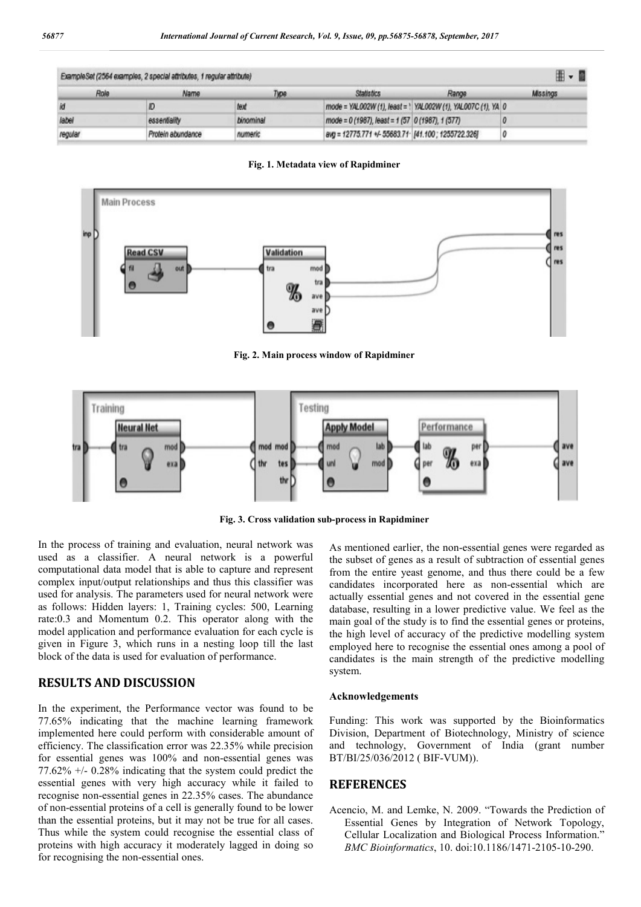| Role | Name | Type | Statistics | Range | Missings |
|---|---|---|---|---|---|
| id | ID | text | mode = YAL002W (1), least = ' | YAL002W (1), YAL007C (1), YA | 0 |
| label | essentiality | binominal | mode = 0 (1987), least = 1 (57 | 0 (1987), 1 (577) | 0 |
| regular | Protein abundance | numeric | avg = 12775.771 +/- 55683.71 | [41.100 ; 1255722.326] | 0 |

ExampleSet (2564 examples, 2 special attributes, 1 regular attribute)

Fig. 1. Metadata view of Rapidminer

Fig. 2. Main process window of Rapidminer

Fig. 3. Cross validation sub-process in Rapidminer

In the process of training and evaluation, neural network was used as a classifier. A neural network is a powerful computational data model that is able to capture and represent complex input/output relationships and thus this classifier was used for analysis. The parameters used for neural network were as follows: Hidden layers: 1, Training cycles: 500, Learning rate:0.3 and Momentum 0.2. This operator along with the model application and performance evaluation for each cycle is given in Figure 3, which runs in a nesting loop till the last block of the data is used for evaluation of performance.

## RESULTS AND DISCUSSION

In the experiment, the Performance vector was found to be 77.65% indicating that the machine learning framework implemented here could perform with considerable amount of efficiency. The classification error was 22.35% while precision for essential genes was 100% and non-essential genes was 77.62% +/- 0.28% indicating that the system could predict the essential genes with very high accuracy while it failed to recognise non-essential genes in 22.35% cases. The abundance of non-essential proteins of a cell is generally found to be lower than the essential proteins, but it may not be true for all cases. Thus while the system could recognise the essential class of proteins with high accuracy it moderately lagged in doing so for recognising the non-essential ones.

As mentioned earlier, the non-essential genes were regarded as the subset of genes as a result of subtraction of essential genes from the entire yeast genome, and thus there could be a few candidates incorporated here as non-essential which are actually essential genes and not covered in the essential gene database, resulting in a lower predictive value. We feel as the main goal of the study is to find the essential genes or proteins, the high level of accuracy of the predictive modelling system employed here to recognise the essential ones among a pool of candidates is the main strength of the predictive modelling system.

### Acknowledgements

Funding: This work was supported by the Bioinformatics Division, Department of Biotechnology, Ministry of science and technology, Government of India (grant number BT/BI/25/036/2012 ( BIF-VUM)).

## REFERENCES

Acencio, M. and Lemke, N. 2009. "Towards the Prediction of Essential Genes by Integration of Network Topology, Cellular Localization and Biological Process Information." *BMC Bioinformatics*, 10. doi:10.1186/1471-2105-10-290.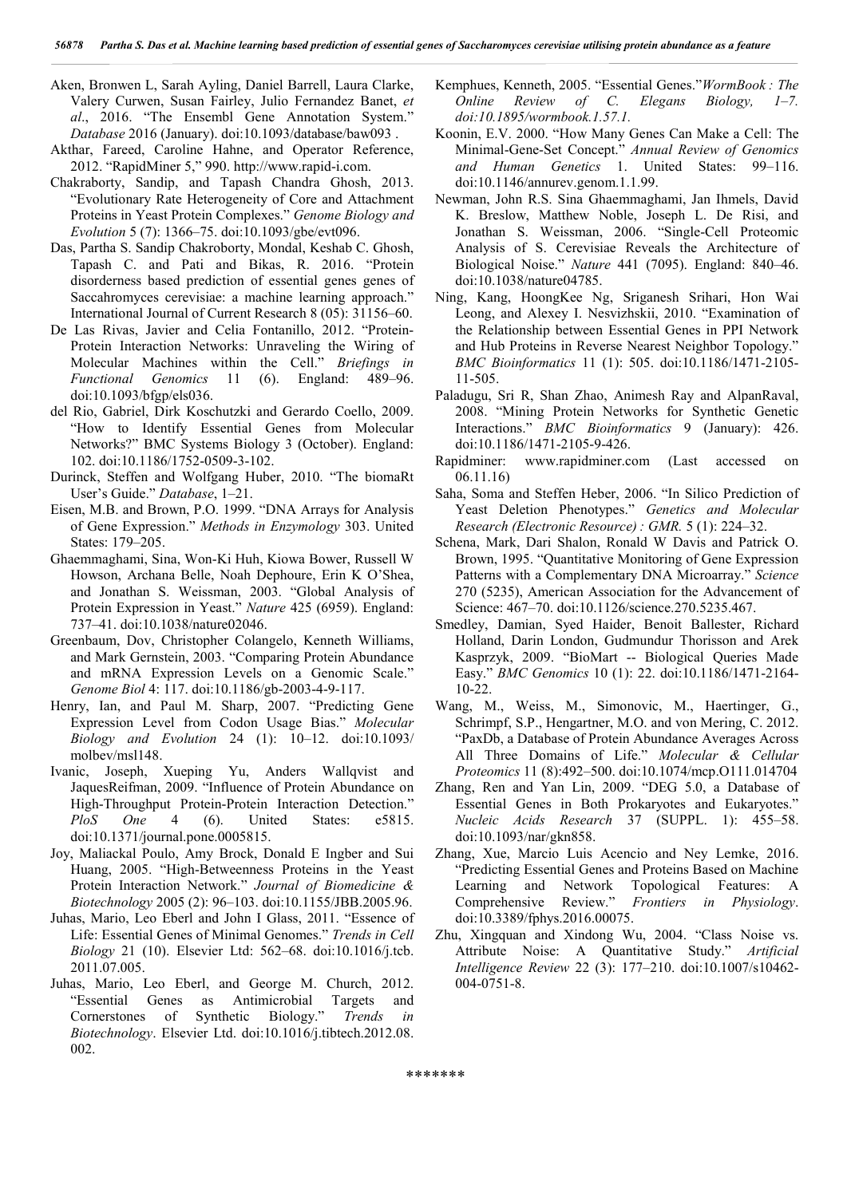Aken, Bronwen L, Sarah Ayling, Daniel Barrell, Laura Clarke, Valery Curwen, Susan Fairley, Julio Fernandez Banet, *et al*., 2016. "The Ensembl Gene Annotation System." *Database* 2016 (January). doi:10.1093/database/baw093 .

Akthar, Fareed, Caroline Hahne, and Operator Reference, 2012. "RapidMiner 5," 990. http://www.rapid-i.com.

Chakraborty, Sandip, and Tapash Chandra Ghosh, 2013. "Evolutionary Rate Heterogeneity of Core and Attachment Proteins in Yeast Protein Complexes." *Genome Biology and Evolution* 5 (7): 1366–75. doi:10.1093/gbe/evt096.

Das, Partha S. Sandip Chakroborty, Mondal, Keshab C. Ghosh, Tapash C. and Pati and Bikas, R. 2016. "Protein disorderness based prediction of essential genes genes of Saccahromyces cerevisiae: a machine learning approach." International Journal of Current Research 8 (05): 31156–60.

De Las Rivas, Javier and Celia Fontanillo, 2012. "Protein-Protein Interaction Networks: Unraveling the Wiring of Molecular Machines within the Cell." *Briefings in Functional Genomics* 11 (6). England: 489–96. doi:10.1093/bfgp/els036.

del Rio, Gabriel, Dirk Koschutzki and Gerardo Coello, 2009. "How to Identify Essential Genes from Molecular Networks?" BMC Systems Biology 3 (October). England: 102. doi:10.1186/1752-0509-3-102.

Durinck, Steffen and Wolfgang Huber, 2010. "The biomaRt User's Guide." *Database*, 1–21.

Eisen, M.B. and Brown, P.O. 1999. "DNA Arrays for Analysis of Gene Expression." *Methods in Enzymology* 303. United States: 179–205.

Ghaemmaghami, Sina, Won-Ki Huh, Kiowa Bower, Russell W Howson, Archana Belle, Noah Dephoure, Erin K O'Shea, and Jonathan S. Weissman, 2003. "Global Analysis of Protein Expression in Yeast." *Nature* 425 (6959). England: 737–41. doi:10.1038/nature02046.

Greenbaum, Dov, Christopher Colangelo, Kenneth Williams, and Mark Gernstein, 2003. "Comparing Protein Abundance and mRNA Expression Levels on a Genomic Scale." *Genome Biol* 4: 117. doi:10.1186/gb-2003-4-9-117.

Henry, Ian, and Paul M. Sharp, 2007. "Predicting Gene Expression Level from Codon Usage Bias." *Molecular Biology and Evolution* 24 (1): 10–12. doi:10.1093/molbev/msl148.

Ivanic, Joseph, Xueping Yu, Anders Wallqvist and JaquesReifman, 2009. "Influence of Protein Abundance on High-Throughput Protein-Protein Interaction Detection." *PloS One* 4 (6). United States: e5815. doi:10.1371/journal.pone.0005815.

Joy, Maliackal Poulo, Amy Brock, Donald E Ingber and Sui Huang, 2005. "High-Betweenness Proteins in the Yeast Protein Interaction Network." *Journal of Biomedicine & Biotechnology* 2005 (2): 96–103. doi:10.1155/JBB.2005.96.

Juhas, Mario, Leo Eberl and John I Glass, 2011. "Essence of Life: Essential Genes of Minimal Genomes." *Trends in Cell Biology* 21 (10). Elsevier Ltd: 562–68. doi:10.1016/j.tcb.2011.07.005.

Juhas, Mario, Leo Eberl, and George M. Church, 2012. "Essential Genes as Antimicrobial Targets and Cornerstones of Synthetic Biology." *Trends in Biotechnology*. Elsevier Ltd. doi:10.1016/j.tibtech.2012.08.002.

Kemphues, Kenneth, 2005. "Essential Genes."*WormBook : The Online Review of C. Elegans Biology, 1–7. doi:10.1895/wormbook.1.57.1.*

Koonin, E.V. 2000. "How Many Genes Can Make a Cell: The Minimal-Gene-Set Concept." *Annual Review of Genomics and Human Genetics* 1. United States: 99–116. doi:10.1146/annurev.genom.1.1.99.

Newman, John R.S. Sina Ghaemmaghami, Jan Ihmels, David K. Breslow, Matthew Noble, Joseph L. De Risi, and Jonathan S. Weissman, 2006. "Single-Cell Proteomic Analysis of S. Cerevisiae Reveals the Architecture of Biological Noise." *Nature* 441 (7095). England: 840–46. doi:10.1038/nature04785.

Ning, Kang, HoongKee Ng, Sriganesh Srihari, Hon Wai Leong, and Alexey I. Nesvizhskii, 2010. "Examination of the Relationship between Essential Genes in PPI Network and Hub Proteins in Reverse Nearest Neighbor Topology." *BMC Bioinformatics* 11 (1): 505. doi:10.1186/1471-2105-11-505.

Paladugu, Sri R, Shan Zhao, Animesh Ray and AlpanRaval, 2008. "Mining Protein Networks for Synthetic Genetic Interactions." *BMC Bioinformatics* 9 (January): 426. doi:10.1186/1471-2105-9-426.

Rapidminer: www.rapidminer.com (Last accessed on 06.11.16)

Saha, Soma and Steffen Heber, 2006. "In Silico Prediction of Yeast Deletion Phenotypes." *Genetics and Molecular Research (Electronic Resource) : GMR.* 5 (1): 224–32.

Schena, Mark, Dari Shalon, Ronald W Davis and Patrick O. Brown, 1995. "Quantitative Monitoring of Gene Expression Patterns with a Complementary DNA Microarray." *Science* 270 (5235), American Association for the Advancement of Science: 467–70. doi:10.1126/science.270.5235.467.

Smedley, Damian, Syed Haider, Benoit Ballester, Richard Holland, Darin London, Gudmundur Thorisson and Arek Kasprzyk, 2009. "BioMart -- Biological Queries Made Easy." *BMC Genomics* 10 (1): 22. doi:10.1186/1471-2164-10-22.

Wang, M., Weiss, M., Simonovic, M., Haertinger, G., Schrimpf, S.P., Hengartner, M.O. and von Mering, C. 2012. "PaxDb, a Database of Protein Abundance Averages Across All Three Domains of Life." *Molecular & Cellular Proteomics* 11 (8):492–500. doi:10.1074/mcp.O111.014704

Zhang, Ren and Yan Lin, 2009. "DEG 5.0, a Database of Essential Genes in Both Prokaryotes and Eukaryotes." *Nucleic Acids Research* 37 (SUPPL. 1): 455–58. doi:10.1093/nar/gkn858.

Zhang, Xue, Marcio Luis Acencio and Ney Lemke, 2016. "Predicting Essential Genes and Proteins Based on Machine Learning and Network Topological Features: A Comprehensive Review." *Frontiers in Physiology*. doi:10.3389/fphys.2016.00075.

Zhu, Xingquan and Xindong Wu, 2004. "Class Noise vs. Attribute Noise: A Quantitative Study." *Artificial Intelligence Review* 22 (3): 177–210. doi:10.1007/s10462-004-0751-8.

*******